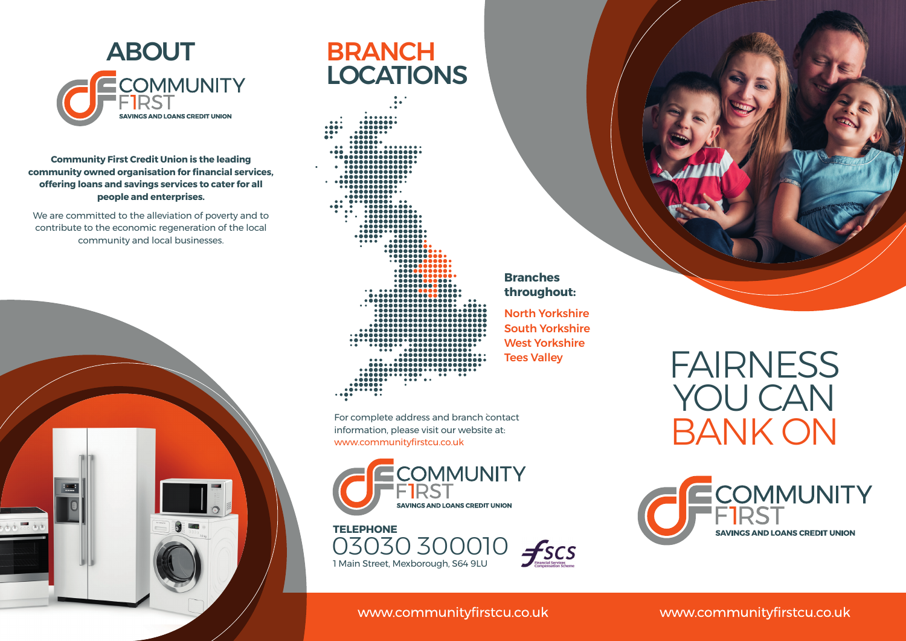# ABOUT

COMMUNITY FIRST
SAVINGS AND LOANS CREDIT UNION

**Community First Credit Union is the leading community owned organisation for financial services, offering loans and savings services to cater for all people and enterprises.**

We are committed to the alleviation of poverty and to contribute to the economic regeneration of the local community and local businesses.

# BRANCH LOCATIONS

**Branches throughout:**

- North Yorkshire
- South Yorkshire
- West Yorkshire
- Tees Valley

For complete address and branch contact information, please visit our website at: www.communityfirstcu.co.uk

COMMUNITY FIRST
SAVINGS AND LOANS CREDIT UNION

**TELEPHONE**
03030 300010
1 Main Street, Mexborough, S64 9LU

FSCS Financial Services Compensation Scheme

www.communityfirstcu.co.uk

# FAIRNESS YOU CAN BANK ON

COMMUNITY FIRST
SAVINGS AND LOANS CREDIT UNION

www.communityfirstcu.co.uk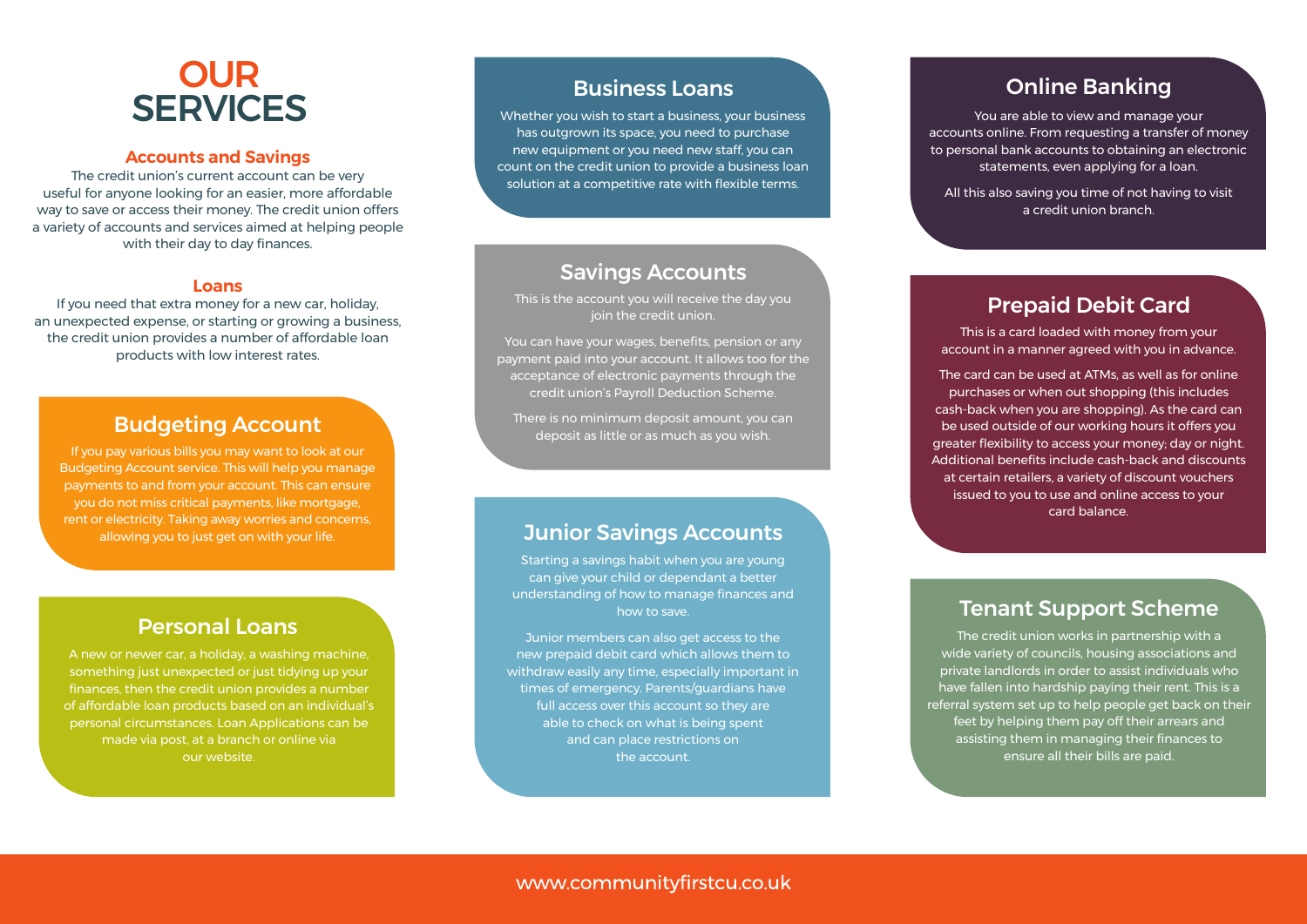# OUR SERVICES

### Accounts and Savings

The credit union's current account can be very useful for anyone looking for an easier, more affordable way to save or access their money. The credit union offers a variety of accounts and services aimed at helping people with their day to day finances.

### Loans

If you need that extra money for a new car, holiday, an unexpected expense, or starting or growing a business, the credit union provides a number of affordable loan products with low interest rates.

## Budgeting Account

If you pay various bills you may want to look at our Budgeting Account service. This will help you manage payments to and from your account. This can ensure you do not miss critical payments, like mortgage, rent or electricity. Taking away worries and concerns, allowing you to just get on with your life.

## Personal Loans

A new or newer car, a holiday, a washing machine, something just unexpected or just tidying up your finances, then the credit union provides a number of affordable loan products based on an individual's personal circumstances. Loan Applications can be made via post, at a branch or online via our website.

## Business Loans

Whether you wish to start a business, your business has outgrown its space, you need to purchase new equipment or you need new staff, you can count on the credit union to provide a business loan solution at a competitive rate with flexible terms.

## Savings Accounts

This is the account you will receive the day you join the credit union.

You can have your wages, benefits, pension or any payment paid into your account. It allows too for the acceptance of electronic payments through the credit union's Payroll Deduction Scheme.

There is no minimum deposit amount, you can deposit as little or as much as you wish.

## Junior Savings Accounts

Starting a savings habit when you are young can give your child or dependant a better understanding of how to manage finances and how to save.

Junior members can also get access to the new prepaid debit card which allows them to withdraw easily any time, especially important in times of emergency. Parents/guardians have full access over this account so they are able to check on what is being spent and can place restrictions on the account.

## Online Banking

You are able to view and manage your accounts online. From requesting a transfer of money to personal bank accounts to obtaining an electronic statements, even applying for a loan.

All this also saving you time of not having to visit a credit union branch.

## Prepaid Debit Card

This is a card loaded with money from your account in a manner agreed with you in advance.

The card can be used at ATMs, as well as for online purchases or when out shopping (this includes cash-back when you are shopping). As the card can be used outside of our working hours it offers you greater flexibility to access your money; day or night. Additional benefits include cash-back and discounts at certain retailers, a variety of discount vouchers issued to you to use and online access to your card balance.

## Tenant Support Scheme

The credit union works in partnership with a wide variety of councils, housing associations and private landlords in order to assist individuals who have fallen into hardship paying their rent. This is a referral system set up to help people get back on their feet by helping them pay off their arrears and assisting them in managing their finances to ensure all their bills are paid.

www.communityfirstcu.co.uk